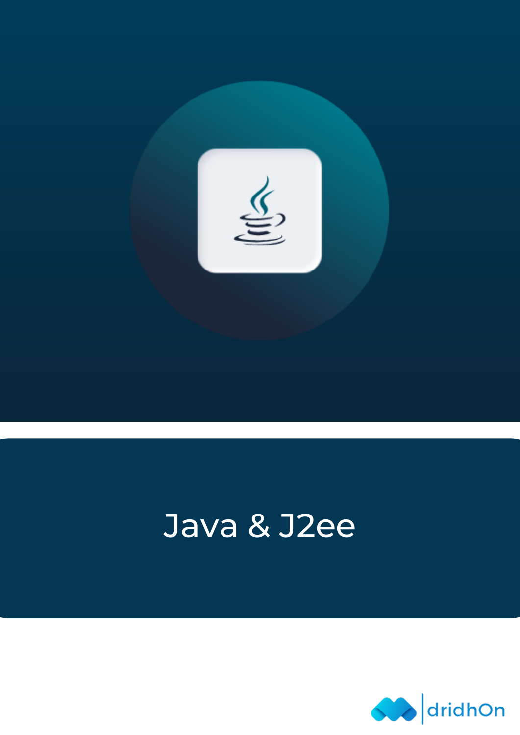# Java & J2ee

dridhOn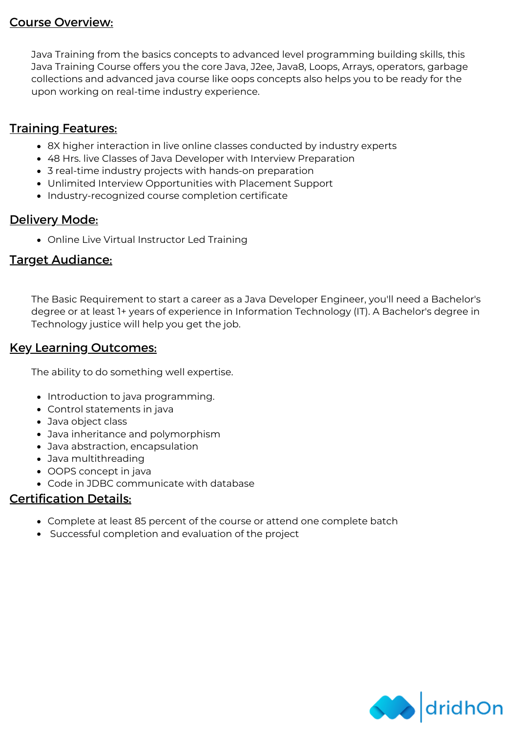## Course Overview:

Java Training from the basics concepts to advanced level programming building skills, this Java Training Course offers you the core Java, J2ee, Java8, Loops, Arrays, operators, garbage collections and advanced java course like oops concepts also helps you to be ready for the upon working on real-time industry experience.

## Training Features:

- 8X higher interaction in live online classes conducted by industry experts
- 48 Hrs. live Classes of Java Developer with Interview Preparation
- 3 real-time industry projects with hands-on preparation
- Unlimited Interview Opportunities with Placement Support
- Industry-recognized course completion certificate

## Delivery Mode:

- Online Live Virtual Instructor Led Training

## Target Audiance:

The Basic Requirement to start a career as a Java Developer Engineer, you'll need a Bachelor's degree or at least 1+ years of experience in Information Technology (IT). A Bachelor's degree in Technology justice will help you get the job.

## Key Learning Outcomes:

The ability to do something well expertise.

- Introduction to java programming.
- Control statements in java
- Java object class
- Java inheritance and polymorphism
- Java abstraction, encapsulation
- Java multithreading
- OOPS concept in java
- Code in JDBC communicate with database

## Certification Details:

- Complete at least 85 percent of the course or attend one complete batch
- Successful completion and evaluation of the project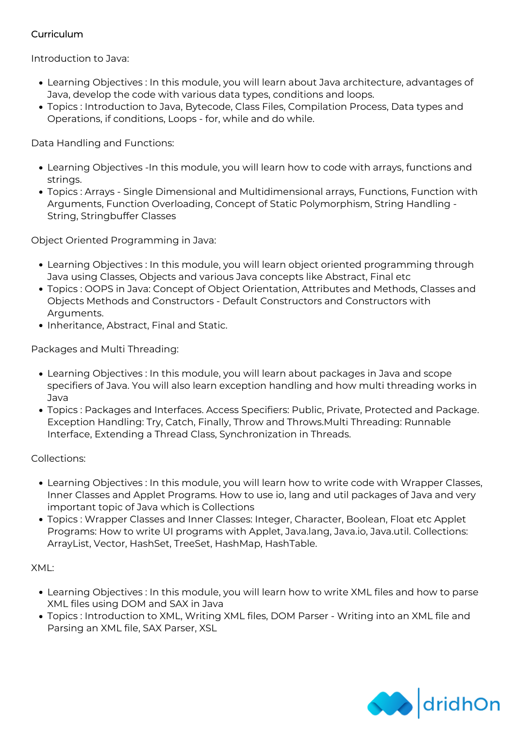Curriculum

Introduction to Java:

- Learning Objectives : In this module, you will learn about Java architecture, advantages of Java, develop the code with various data types, conditions and loops.
- Topics : Introduction to Java, Bytecode, Class Files, Compilation Process, Data types and Operations, if conditions, Loops - for, while and do while.

Data Handling and Functions:

- Learning Objectives -In this module, you will learn how to code with arrays, functions and strings.
- Topics : Arrays - Single Dimensional and Multidimensional arrays, Functions, Function with Arguments, Function Overloading, Concept of Static Polymorphism, String Handling - String, Stringbuffer Classes

Object Oriented Programming in Java:

- Learning Objectives : In this module, you will learn object oriented programming through Java using Classes, Objects and various Java concepts like Abstract, Final etc
- Topics : OOPS in Java: Concept of Object Orientation, Attributes and Methods, Classes and Objects Methods and Constructors - Default Constructors and Constructors with Arguments.
- Inheritance, Abstract, Final and Static.

Packages and Multi Threading:

- Learning Objectives : In this module, you will learn about packages in Java and scope specifiers of Java. You will also learn exception handling and how multi threading works in Java
- Topics : Packages and Interfaces. Access Specifiers: Public, Private, Protected and Package. Exception Handling: Try, Catch, Finally, Throw and Throws.Multi Threading: Runnable Interface, Extending a Thread Class, Synchronization in Threads.

Collections:

- Learning Objectives : In this module, you will learn how to write code with Wrapper Classes, Inner Classes and Applet Programs. How to use io, lang and util packages of Java and very important topic of Java which is Collections
- Topics : Wrapper Classes and Inner Classes: Integer, Character, Boolean, Float etc Applet Programs: How to write UI programs with Applet, Java.lang, Java.io, Java.util. Collections: ArrayList, Vector, HashSet, TreeSet, HashMap, HashTable.

XML:

- Learning Objectives : In this module, you will learn how to write XML files and how to parse XML files using DOM and SAX in Java
- Topics : Introduction to XML, Writing XML files, DOM Parser - Writing into an XML file and Parsing an XML file, SAX Parser, XSL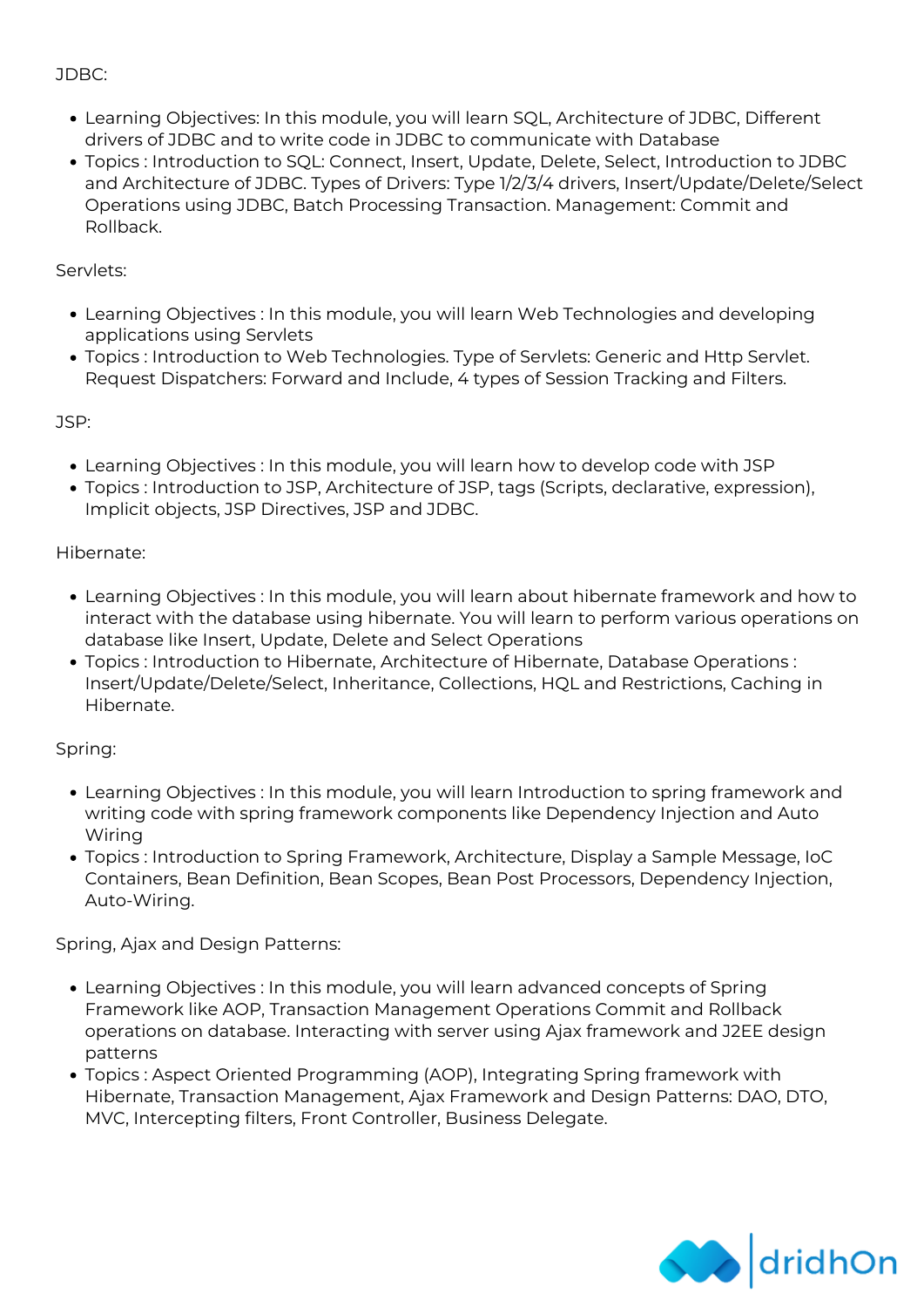JDBC:

- Learning Objectives: In this module, you will learn SQL, Architecture of JDBC, Different drivers of JDBC and to write code in JDBC to communicate with Database
- Topics : Introduction to SQL: Connect, Insert, Update, Delete, Select, Introduction to JDBC and Architecture of JDBC. Types of Drivers: Type 1/2/3/4 drivers, Insert/Update/Delete/Select Operations using JDBC, Batch Processing Transaction. Management: Commit and Rollback.

Servlets:

- Learning Objectives : In this module, you will learn Web Technologies and developing applications using Servlets
- Topics : Introduction to Web Technologies. Type of Servlets: Generic and Http Servlet. Request Dispatchers: Forward and Include, 4 types of Session Tracking and Filters.

JSP:

- Learning Objectives : In this module, you will learn how to develop code with JSP
- Topics : Introduction to JSP, Architecture of JSP, tags (Scripts, declarative, expression), Implicit objects, JSP Directives, JSP and JDBC.

Hibernate:

- Learning Objectives : In this module, you will learn about hibernate framework and how to interact with the database using hibernate. You will learn to perform various operations on database like Insert, Update, Delete and Select Operations
- Topics : Introduction to Hibernate, Architecture of Hibernate, Database Operations : Insert/Update/Delete/Select, Inheritance, Collections, HQL and Restrictions, Caching in Hibernate.

Spring:

- Learning Objectives : In this module, you will learn Introduction to spring framework and writing code with spring framework components like Dependency Injection and Auto Wiring
- Topics : Introduction to Spring Framework, Architecture, Display a Sample Message, IoC Containers, Bean Definition, Bean Scopes, Bean Post Processors, Dependency Injection, Auto-Wiring.

Spring, Ajax and Design Patterns:

- Learning Objectives : In this module, you will learn advanced concepts of Spring Framework like AOP, Transaction Management Operations Commit and Rollback operations on database. Interacting with server using Ajax framework and J2EE design patterns
- Topics : Aspect Oriented Programming (AOP), Integrating Spring framework with Hibernate, Transaction Management, Ajax Framework and Design Patterns: DAO, DTO, MVC, Intercepting filters, Front Controller, Business Delegate.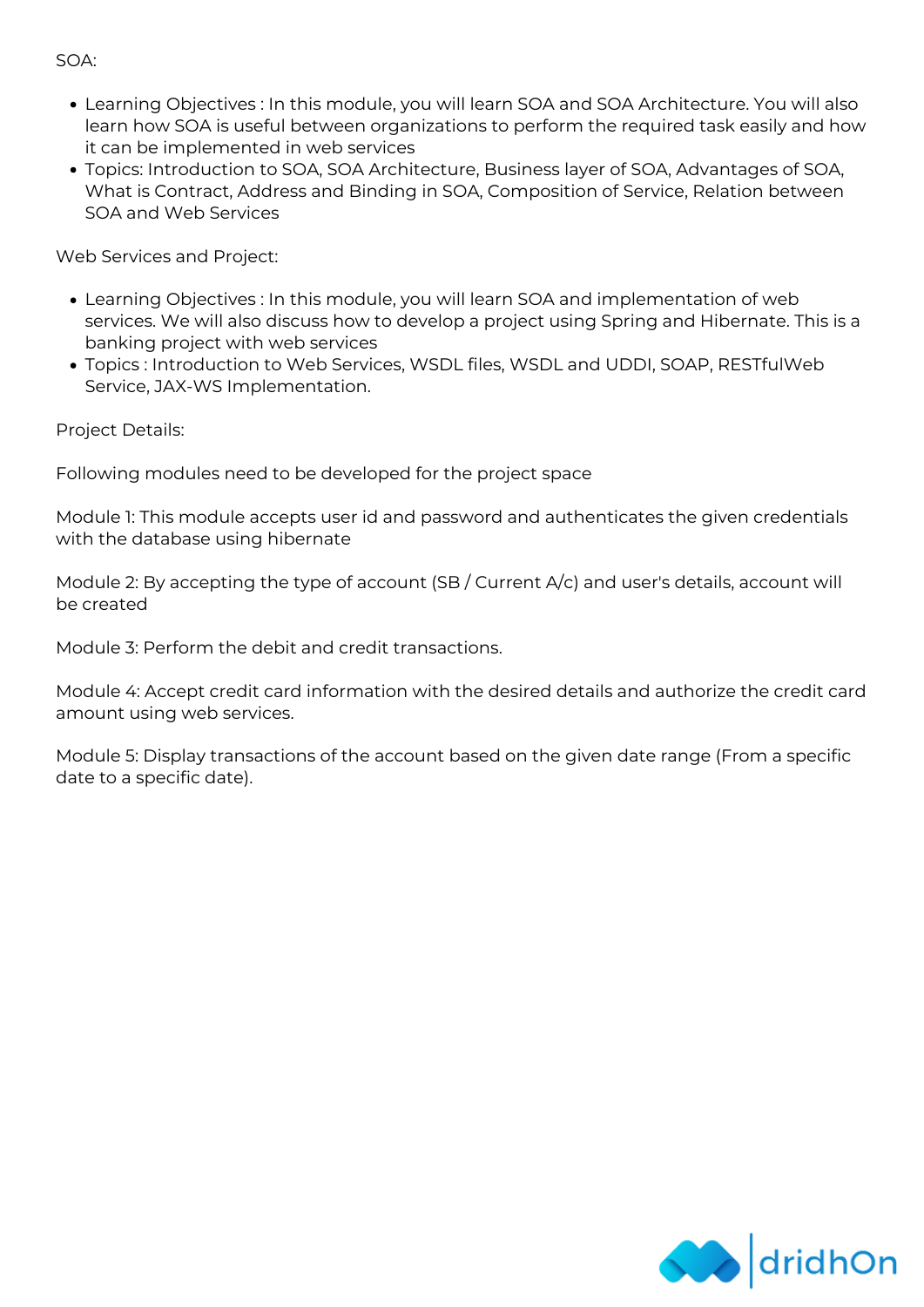SOA:

- Learning Objectives : In this module, you will learn SOA and SOA Architecture. You will also learn how SOA is useful between organizations to perform the required task easily and how it can be implemented in web services
- Topics: Introduction to SOA, SOA Architecture, Business layer of SOA, Advantages of SOA, What is Contract, Address and Binding in SOA, Composition of Service, Relation between SOA and Web Services

Web Services and Project:

- Learning Objectives : In this module, you will learn SOA and implementation of web services. We will also discuss how to develop a project using Spring and Hibernate. This is a banking project with web services
- Topics : Introduction to Web Services, WSDL files, WSDL and UDDI, SOAP, RESTfulWeb Service, JAX-WS Implementation.

Project Details:

Following modules need to be developed for the project space

Module 1: This module accepts user id and password and authenticates the given credentials with the database using hibernate

Module 2: By accepting the type of account (SB / Current A/c) and user's details, account will be created

Module 3: Perform the debit and credit transactions.

Module 4: Accept credit card information with the desired details and authorize the credit card amount using web services.

Module 5: Display transactions of the account based on the given date range (From a specific date to a specific date).